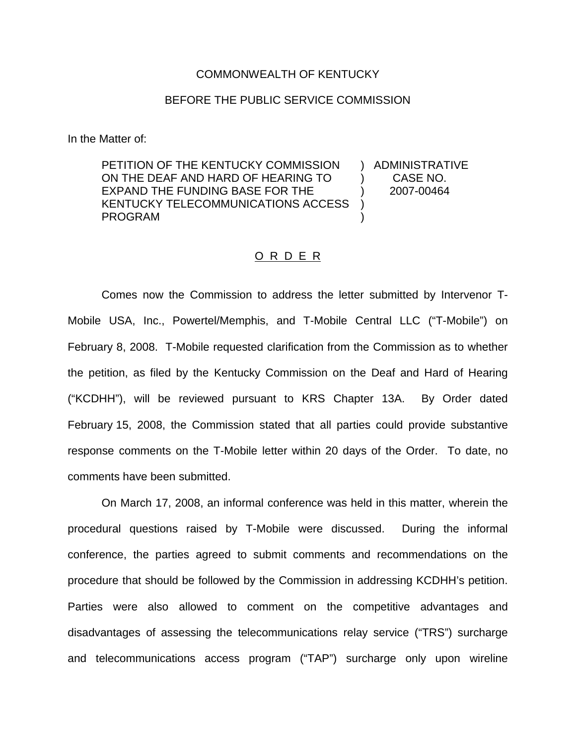COMMONWEALTH OF KENTUCKY

BEFORE THE PUBLIC SERVICE COMMISSION

In the Matter of:

| | | |
|---|---|---|
| PETITION OF THE KENTUCKY COMMISSION ON THE DEAF AND HARD OF HEARING TO EXPAND THE FUNDING BASE FOR THE KENTUCKY TELECOMMUNICATIONS ACCESS PROGRAM | ) ) ) ) ) | ADMINISTRATIVE CASE NO. 2007-00464 |

## O R D E R

Comes now the Commission to address the letter submitted by Intervenor T-Mobile USA, Inc., Powertel/Memphis, and T-Mobile Central LLC ("T-Mobile") on February 8, 2008. T-Mobile requested clarification from the Commission as to whether the petition, as filed by the Kentucky Commission on the Deaf and Hard of Hearing ("KCDHH"), will be reviewed pursuant to KRS Chapter 13A. By Order dated February 15, 2008, the Commission stated that all parties could provide substantive response comments on the T-Mobile letter within 20 days of the Order. To date, no comments have been submitted.

On March 17, 2008, an informal conference was held in this matter, wherein the procedural questions raised by T-Mobile were discussed. During the informal conference, the parties agreed to submit comments and recommendations on the procedure that should be followed by the Commission in addressing KCDHH's petition. Parties were also allowed to comment on the competitive advantages and disadvantages of assessing the telecommunications relay service ("TRS") surcharge and telecommunications access program ("TAP") surcharge only upon wireline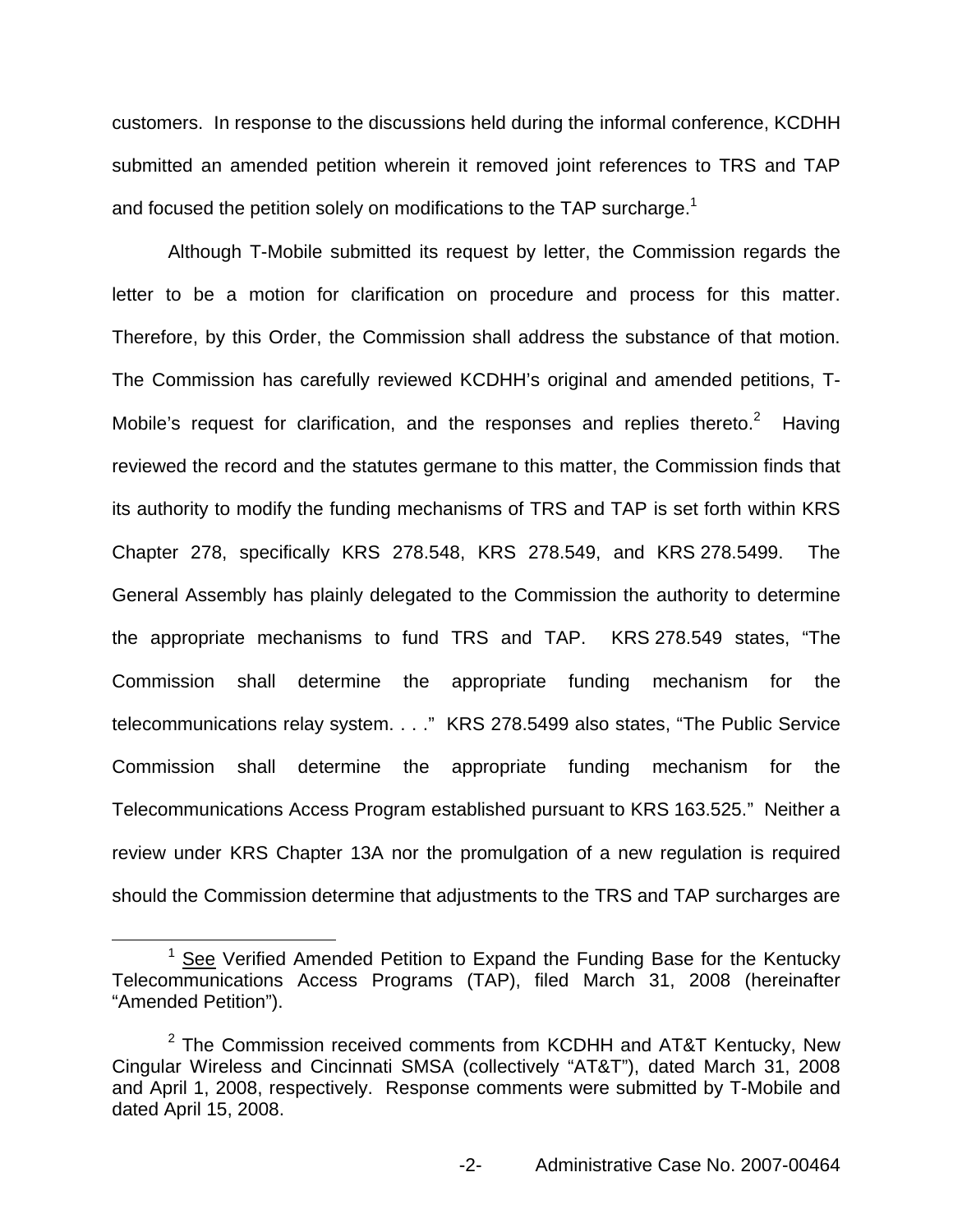customers. In response to the discussions held during the informal conference, KCDHH submitted an amended petition wherein it removed joint references to TRS and TAP and focused the petition solely on modifications to the TAP surcharge.[1]

Although T-Mobile submitted its request by letter, the Commission regards the letter to be a motion for clarification on procedure and process for this matter. Therefore, by this Order, the Commission shall address the substance of that motion. The Commission has carefully reviewed KCDHH's original and amended petitions, T-Mobile's request for clarification, and the responses and replies thereto.[2] Having reviewed the record and the statutes germane to this matter, the Commission finds that its authority to modify the funding mechanisms of TRS and TAP is set forth within KRS Chapter 278, specifically KRS 278.548, KRS 278.549, and KRS 278.5499. The General Assembly has plainly delegated to the Commission the authority to determine the appropriate mechanisms to fund TRS and TAP. KRS 278.549 states, "The Commission shall determine the appropriate funding mechanism for the telecommunications relay system. . . ." KRS 278.5499 also states, "The Public Service Commission shall determine the appropriate funding mechanism for the Telecommunications Access Program established pursuant to KRS 163.525." Neither a review under KRS Chapter 13A nor the promulgation of a new regulation is required should the Commission determine that adjustments to the TRS and TAP surcharges are

---

[1] See Verified Amended Petition to Expand the Funding Base for the Kentucky Telecommunications Access Programs (TAP), filed March 31, 2008 (hereinafter "Amended Petition").

[2] The Commission received comments from KCDHH and AT&T Kentucky, New Cingular Wireless and Cincinnati SMSA (collectively "AT&T"), dated March 31, 2008 and April 1, 2008, respectively. Response comments were submitted by T-Mobile and dated April 15, 2008.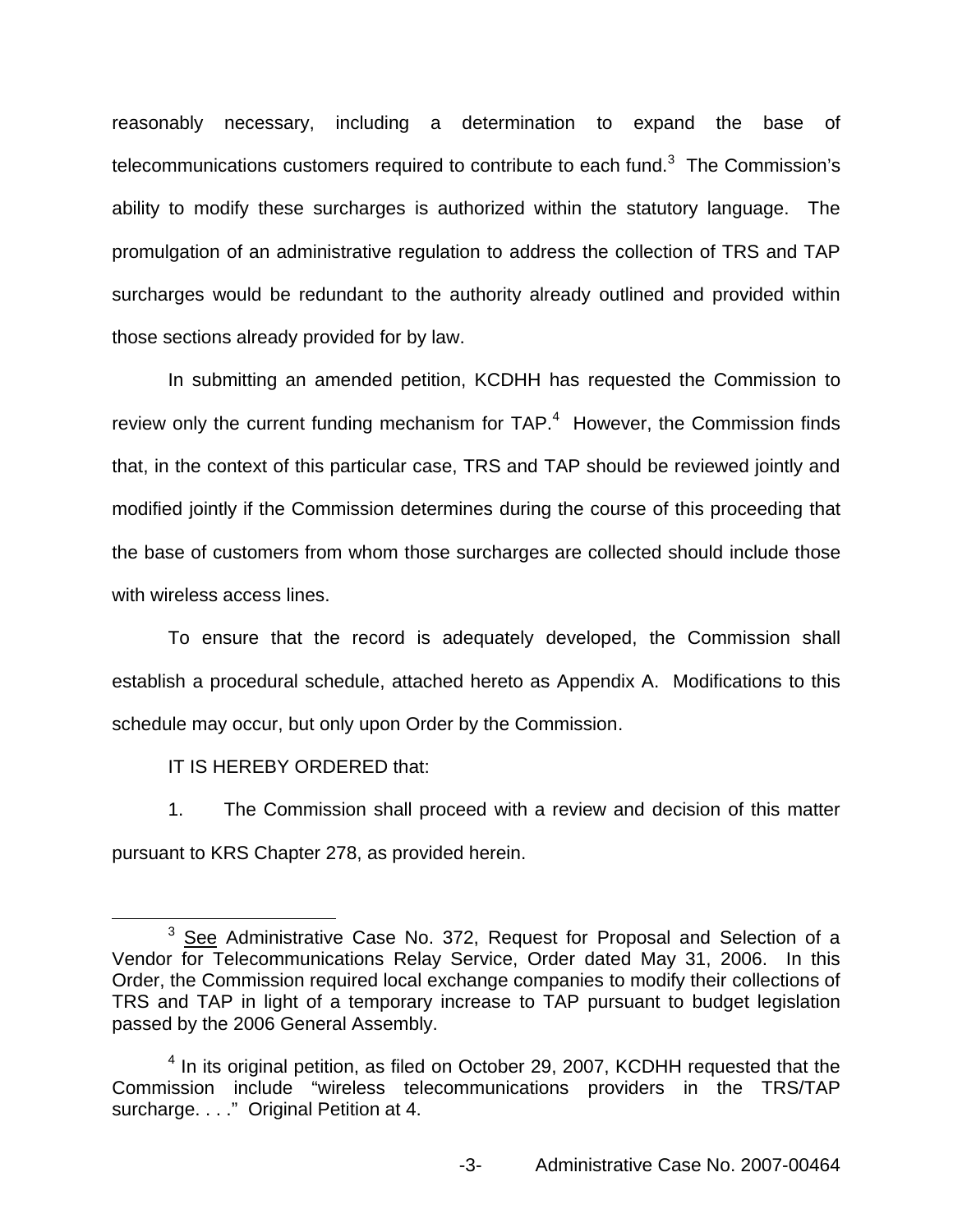reasonably necessary, including a determination to expand the base of telecommunications customers required to contribute to each fund.[3] The Commission's ability to modify these surcharges is authorized within the statutory language. The promulgation of an administrative regulation to address the collection of TRS and TAP surcharges would be redundant to the authority already outlined and provided within those sections already provided for by law.

In submitting an amended petition, KCDHH has requested the Commission to review only the current funding mechanism for TAP.[4] However, the Commission finds that, in the context of this particular case, TRS and TAP should be reviewed jointly and modified jointly if the Commission determines during the course of this proceeding that the base of customers from whom those surcharges are collected should include those with wireless access lines.

To ensure that the record is adequately developed, the Commission shall establish a procedural schedule, attached hereto as Appendix A. Modifications to this schedule may occur, but only upon Order by the Commission.

IT IS HEREBY ORDERED that:

1. The Commission shall proceed with a review and decision of this matter pursuant to KRS Chapter 278, as provided herein.

---

[3] See Administrative Case No. 372, Request for Proposal and Selection of a Vendor for Telecommunications Relay Service, Order dated May 31, 2006. In this Order, the Commission required local exchange companies to modify their collections of TRS and TAP in light of a temporary increase to TAP pursuant to budget legislation passed by the 2006 General Assembly.

[4] In its original petition, as filed on October 29, 2007, KCDHH requested that the Commission include "wireless telecommunications providers in the TRS/TAP surcharge. . . ." Original Petition at 4.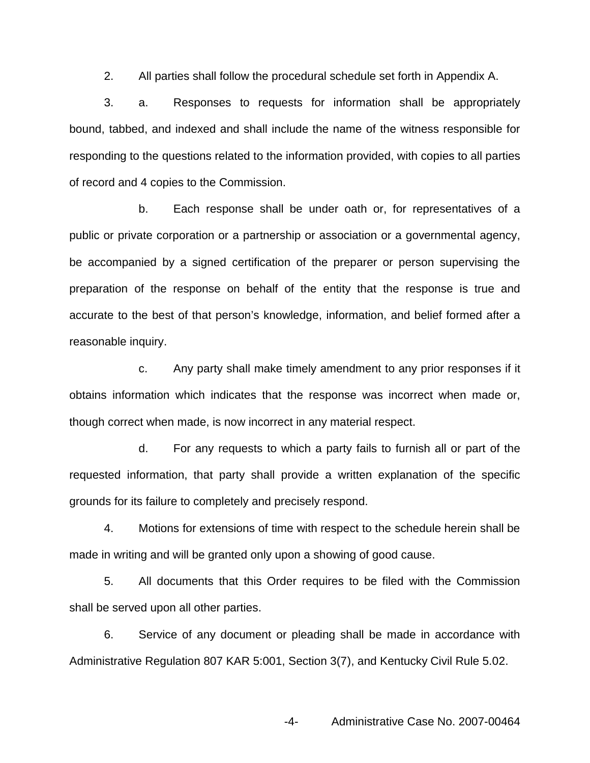2. All parties shall follow the procedural schedule set forth in Appendix A.

3. a. Responses to requests for information shall be appropriately bound, tabbed, and indexed and shall include the name of the witness responsible for responding to the questions related to the information provided, with copies to all parties of record and 4 copies to the Commission.

b. Each response shall be under oath or, for representatives of a public or private corporation or a partnership or association or a governmental agency, be accompanied by a signed certification of the preparer or person supervising the preparation of the response on behalf of the entity that the response is true and accurate to the best of that person's knowledge, information, and belief formed after a reasonable inquiry.

c. Any party shall make timely amendment to any prior responses if it obtains information which indicates that the response was incorrect when made or, though correct when made, is now incorrect in any material respect.

d. For any requests to which a party fails to furnish all or part of the requested information, that party shall provide a written explanation of the specific grounds for its failure to completely and precisely respond.

4. Motions for extensions of time with respect to the schedule herein shall be made in writing and will be granted only upon a showing of good cause.

5. All documents that this Order requires to be filed with the Commission shall be served upon all other parties.

6. Service of any document or pleading shall be made in accordance with Administrative Regulation 807 KAR 5:001, Section 3(7), and Kentucky Civil Rule 5.02.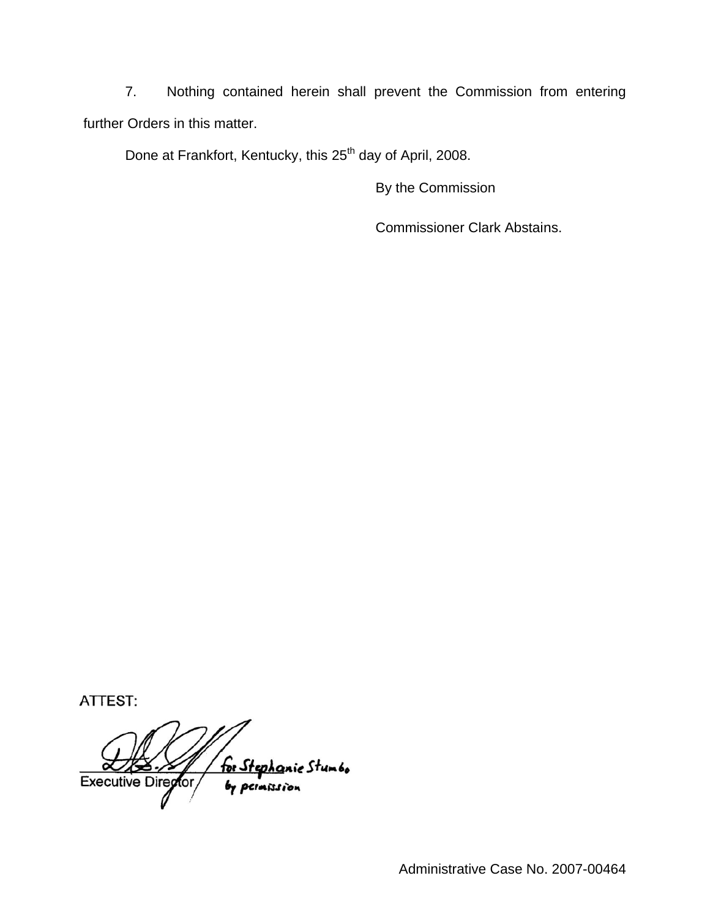7. Nothing contained herein shall prevent the Commission from entering further Orders in this matter.

Done at Frankfort, Kentucky, this 25th day of April, 2008.

By the Commission

Commissioner Clark Abstains.

ATTEST:

for Stephanie Stumbo by permission

Executive Director

Administrative Case No. 2007-00464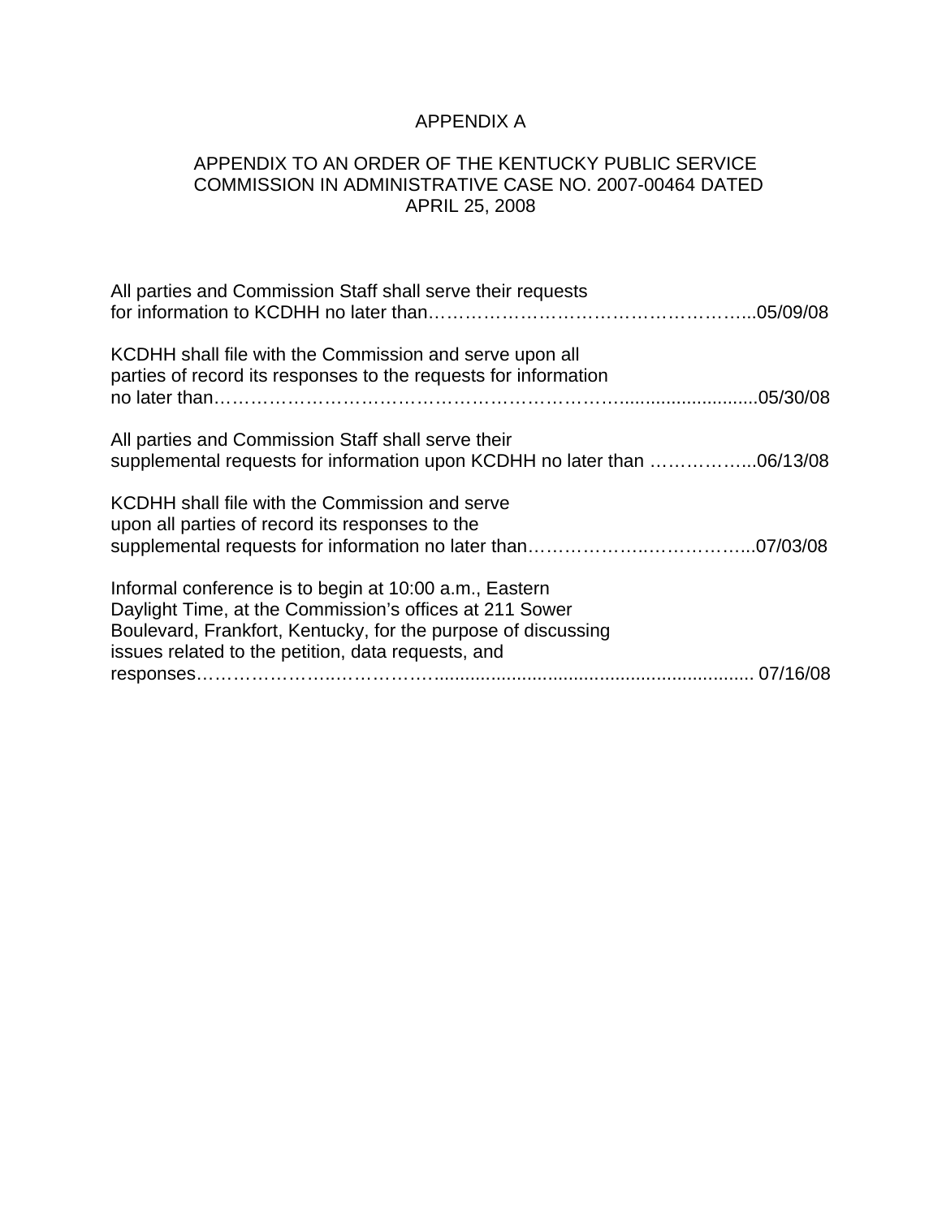APPENDIX A

APPENDIX TO AN ORDER OF THE KENTUCKY PUBLIC SERVICE COMMISSION IN ADMINISTRATIVE CASE NO. 2007-00464 DATED APRIL 25, 2008

All parties and Commission Staff shall serve their requests for information to KCDHH no later than……………………………………………...05/09/08

KCDHH shall file with the Commission and serve upon all parties of record its responses to the requests for information no later than……………………………………………………………..........................05/30/08

All parties and Commission Staff shall serve their supplemental requests for information upon KCDHH no later than ……………...06/13/08

KCDHH shall file with the Commission and serve upon all parties of record its responses to the supplemental requests for information no later than………………..……………..07/03/08

Informal conference is to begin at 10:00 a.m., Eastern Daylight Time, at the Commission's offices at 211 Sower Boulevard, Frankfort, Kentucky, for the purpose of discussing issues related to the petition, data requests, and responses…………………..……………............................................................ 07/16/08